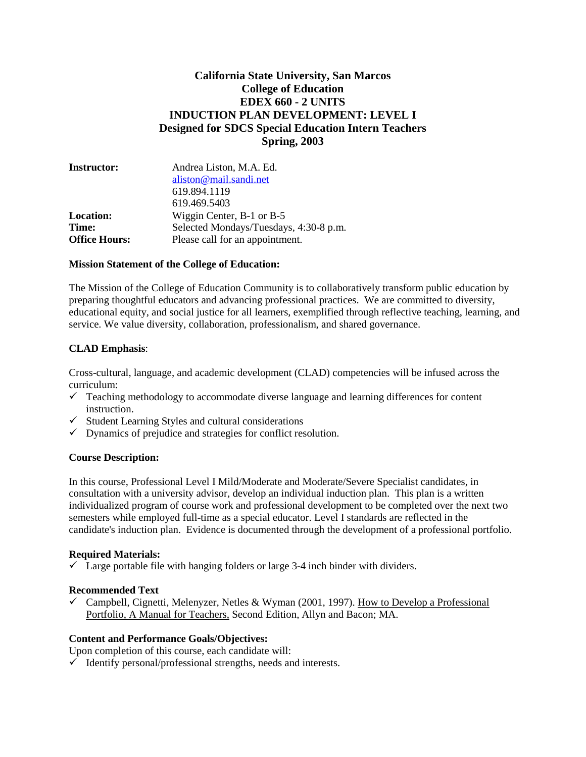# California State University, San Marcos
## College of Education
## EDEX 660 - 2 UNITS
## INDUCTION PLAN DEVELOPMENT: LEVEL I
## Designed for SDCS Special Education Intern Teachers
## Spring, 2003

| | |
|---|---|
| **Instructor:** | Andrea Liston, M.A. Ed.<br>aliston@mail.sandi.net<br>619.894.1119<br>619.469.5403 |
| **Location:** | Wiggin Center, B-1 or B-5 |
| **Time:** | Selected Mondays/Tuesdays, 4:30-8 p.m. |
| **Office Hours:** | Please call for an appointment. |

**Mission Statement of the College of Education:**

The Mission of the College of Education Community is to collaboratively transform public education by preparing thoughtful educators and advancing professional practices. We are committed to diversity, educational equity, and social justice for all learners, exemplified through reflective teaching, learning, and service. We value diversity, collaboration, professionalism, and shared governance.

**CLAD Emphasis**:

Cross-cultural, language, and academic development (CLAD) competencies will be infused across the curriculum:

- ✓ Teaching methodology to accommodate diverse language and learning differences for content instruction.
- ✓ Student Learning Styles and cultural considerations
- ✓ Dynamics of prejudice and strategies for conflict resolution.

**Course Description:**

In this course, Professional Level I Mild/Moderate and Moderate/Severe Specialist candidates, in consultation with a university advisor, develop an individual induction plan. This plan is a written individualized program of course work and professional development to be completed over the next two semesters while employed full-time as a special educator. Level I standards are reflected in the candidate's induction plan. Evidence is documented through the development of a professional portfolio.

**Required Materials:**

- ✓ Large portable file with hanging folders or large 3-4 inch binder with dividers.

**Recommended Text**

- ✓ Campbell, Cignetti, Melenyzer, Netles & Wyman (2001, 1997). How to Develop a Professional Portfolio, A Manual for Teachers, Second Edition, Allyn and Bacon; MA.

**Content and Performance Goals/Objectives:**

Upon completion of this course, each candidate will:

- ✓ Identify personal/professional strengths, needs and interests.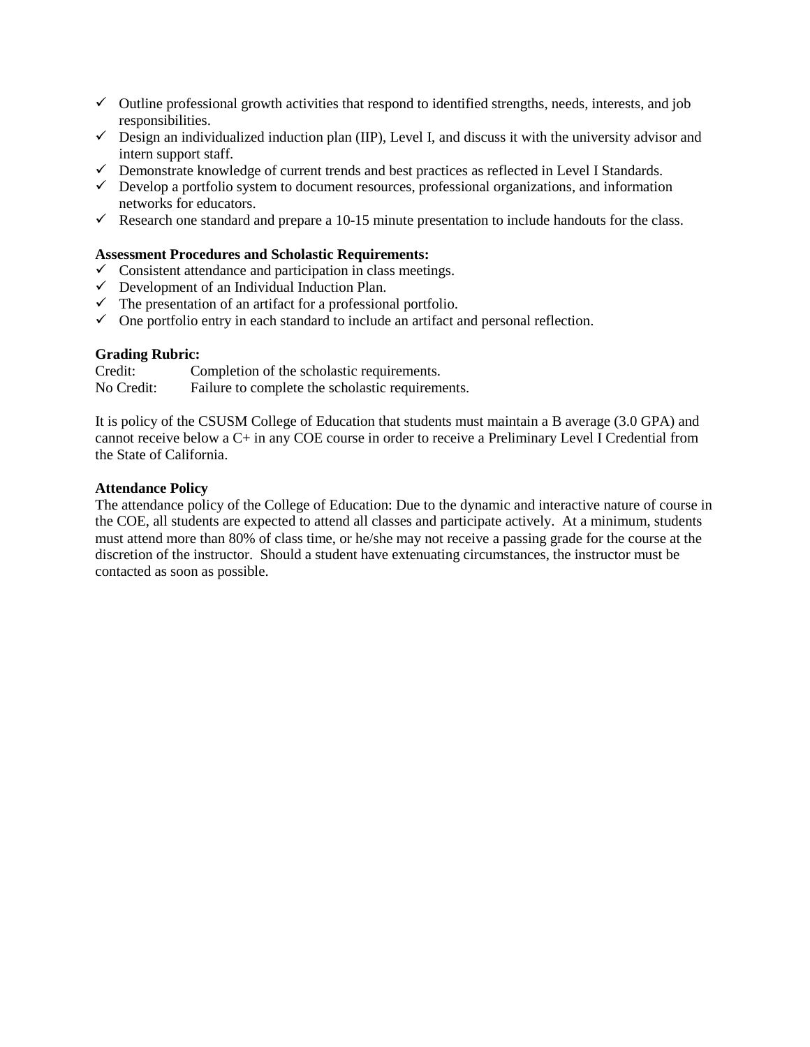- ✓ Outline professional growth activities that respond to identified strengths, needs, interests, and job responsibilities.
- ✓ Design an individualized induction plan (IIP), Level I, and discuss it with the university advisor and intern support staff.
- ✓ Demonstrate knowledge of current trends and best practices as reflected in Level I Standards.
- ✓ Develop a portfolio system to document resources, professional organizations, and information networks for educators.
- ✓ Research one standard and prepare a 10-15 minute presentation to include handouts for the class.

**Assessment Procedures and Scholastic Requirements:**

- ✓ Consistent attendance and participation in class meetings.
- ✓ Development of an Individual Induction Plan.
- ✓ The presentation of an artifact for a professional portfolio.
- ✓ One portfolio entry in each standard to include an artifact and personal reflection.

**Grading Rubric:**

Credit: Completion of the scholastic requirements.
No Credit: Failure to complete the scholastic requirements.

It is policy of the CSUSM College of Education that students must maintain a B average (3.0 GPA) and cannot receive below a C+ in any COE course in order to receive a Preliminary Level I Credential from the State of California.

**Attendance Policy**

The attendance policy of the College of Education: Due to the dynamic and interactive nature of course in the COE, all students are expected to attend all classes and participate actively. At a minimum, students must attend more than 80% of class time, or he/she may not receive a passing grade for the course at the discretion of the instructor. Should a student have extenuating circumstances, the instructor must be contacted as soon as possible.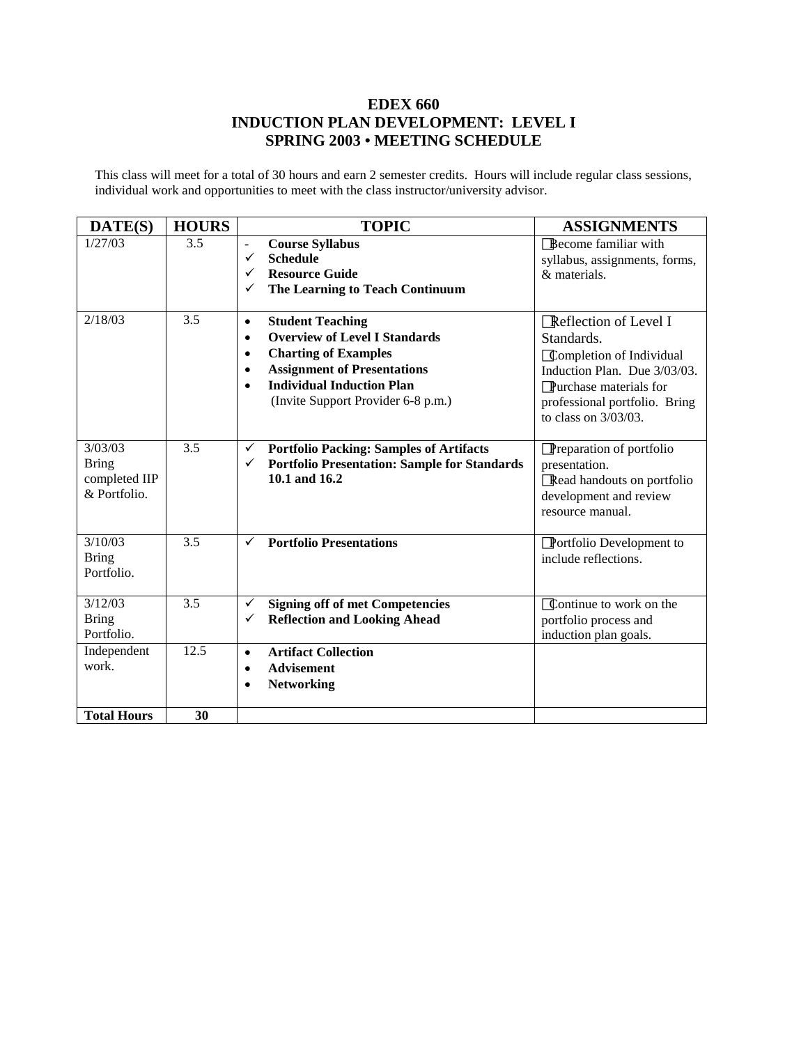# EDEX 660
## INDUCTION PLAN DEVELOPMENT: LEVEL I
## SPRING 2003 • MEETING SCHEDULE

This class will meet for a total of 30 hours and earn 2 semester credits. Hours will include regular class sessions, individual work and opportunities to meet with the class instructor/university advisor.

| DATE(S) | HOURS | TOPIC | ASSIGNMENTS |
|---|---|---|---|
| 1/27/03 | 3.5 | - **Course Syllabus**<br>✓ **Schedule**<br>✓ **Resource Guide**<br>✓ **The Learning to Teach Continuum** | ☐ Become familiar with syllabus, assignments, forms, & materials. |
| 2/18/03 | 3.5 | • **Student Teaching**<br>• **Overview of Level I Standards**<br>• **Charting of Examples**<br>• **Assignment of Presentations**<br>• **Individual Induction Plan**<br>(Invite Support Provider 6-8 p.m.) | ☐ Reflection of Level I Standards.<br>☐ Completion of Individual Induction Plan. Due 3/03/03.<br>☐ Purchase materials for professional portfolio. Bring to class on 3/03/03. |
| 3/03/03<br>Bring completed IIP & Portfolio. | 3.5 | ✓ **Portfolio Packing: Samples of Artifacts**<br>✓ **Portfolio Presentation: Sample for Standards 10.1 and 16.2** | ☐ Preparation of portfolio presentation.<br>☐ Read handouts on portfolio development and review resource manual. |
| 3/10/03<br>Bring Portfolio. | 3.5 | ✓ **Portfolio Presentations** | ☐ Portfolio Development to include reflections. |
| 3/12/03<br>Bring Portfolio. | 3.5 | ✓ **Signing off of met Competencies**<br>✓ **Reflection and Looking Ahead** | ☐ Continue to work on the portfolio process and induction plan goals. |
| Independent work. | 12.5 | • **Artifact Collection**<br>• **Advisement**<br>• **Networking** | |
| **Total Hours** | **30** | | |